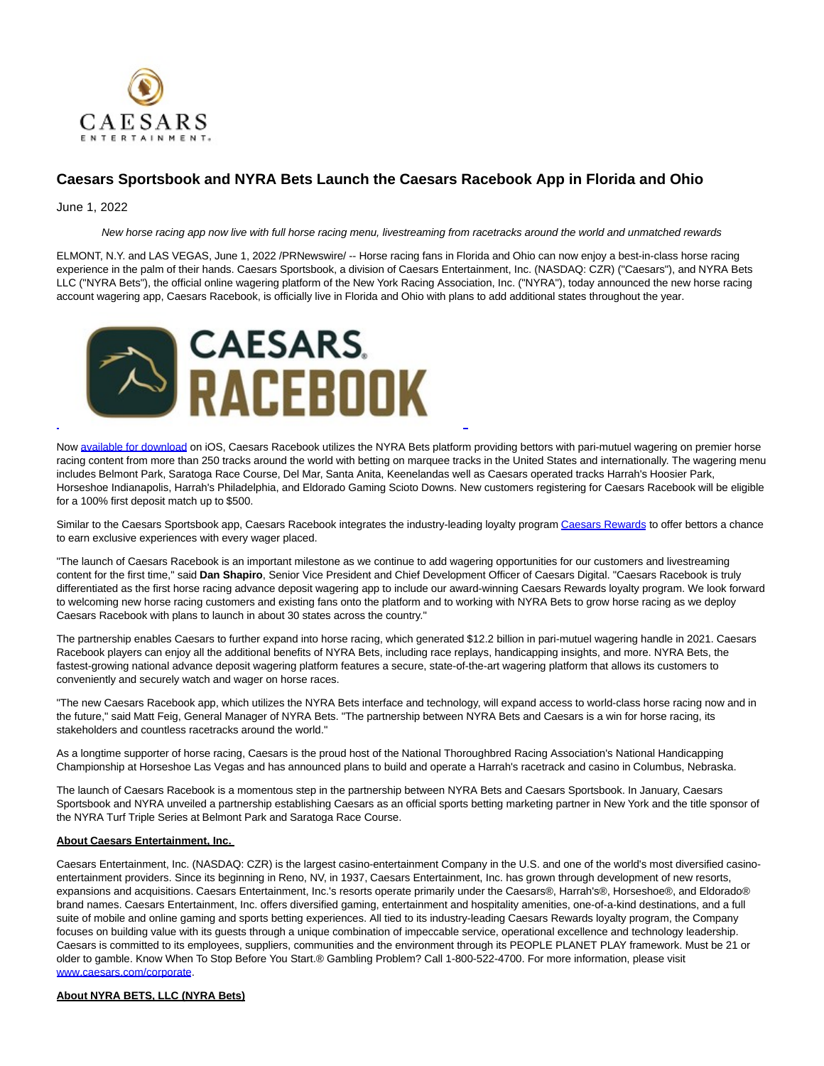# Caesars Sportsbook and NYRA Bets Launch the Caesars Racebook App in Florida and Ohio

June 1, 2022

*New horse racing app now live with full horse racing menu, livestreaming from racetracks around the world and unmatched rewards*

ELMONT, N.Y. and LAS VEGAS, June 1, 2022 /PRNewswire/ -- Horse racing fans in Florida and Ohio can now enjoy a best-in-class horse racing experience in the palm of their hands. Caesars Sportsbook, a division of Caesars Entertainment, Inc. (NASDAQ: CZR) ("Caesars"), and NYRA Bets LLC ("NYRA Bets"), the official online wagering platform of the New York Racing Association, Inc. ("NYRA"), today announced the new horse racing account wagering app, Caesars Racebook, is officially live in Florida and Ohio with plans to add additional states throughout the year.

Now available for download on iOS, Caesars Racebook utilizes the NYRA Bets platform providing bettors with pari-mutuel wagering on premier horse racing content from more than 250 tracks around the world with betting on marquee tracks in the United States and internationally. The wagering menu includes Belmont Park, Saratoga Race Course, Del Mar, Santa Anita, Keenelandas well as Caesars operated tracks Harrah's Hoosier Park, Horseshoe Indianapolis, Harrah's Philadelphia, and Eldorado Gaming Scioto Downs. New customers registering for Caesars Racebook will be eligible for a 100% first deposit match up to $500.

Similar to the Caesars Sportsbook app, Caesars Racebook integrates the industry-leading loyalty program Caesars Rewards to offer bettors a chance to earn exclusive experiences with every wager placed.

"The launch of Caesars Racebook is an important milestone as we continue to add wagering opportunities for our customers and livestreaming content for the first time," said **Dan Shapiro**, Senior Vice President and Chief Development Officer of Caesars Digital. "Caesars Racebook is truly differentiated as the first horse racing advance deposit wagering app to include our award-winning Caesars Rewards loyalty program. We look forward to welcoming new horse racing customers and existing fans onto the platform and to working with NYRA Bets to grow horse racing as we deploy Caesars Racebook with plans to launch in about 30 states across the country."

The partnership enables Caesars to further expand into horse racing, which generated $12.2 billion in pari-mutuel wagering handle in 2021. Caesars Racebook players can enjoy all the additional benefits of NYRA Bets, including race replays, handicapping insights, and more. NYRA Bets, the fastest-growing national advance deposit wagering platform features a secure, state-of-the-art wagering platform that allows its customers to conveniently and securely watch and wager on horse races.

"The new Caesars Racebook app, which utilizes the NYRA Bets interface and technology, will expand access to world-class horse racing now and in the future," said Matt Feig, General Manager of NYRA Bets. "The partnership between NYRA Bets and Caesars is a win for horse racing, its stakeholders and countless racetracks around the world."

As a longtime supporter of horse racing, Caesars is the proud host of the National Thoroughbred Racing Association's National Handicapping Championship at Horseshoe Las Vegas and has announced plans to build and operate a Harrah's racetrack and casino in Columbus, Nebraska.

The launch of Caesars Racebook is a momentous step in the partnership between NYRA Bets and Caesars Sportsbook. In January, Caesars Sportsbook and NYRA unveiled a partnership establishing Caesars as an official sports betting marketing partner in New York and the title sponsor of the NYRA Turf Triple Series at Belmont Park and Saratoga Race Course.

**About Caesars Entertainment, Inc.**

Caesars Entertainment, Inc. (NASDAQ: CZR) is the largest casino-entertainment Company in the U.S. and one of the world's most diversified casino-entertainment providers. Since its beginning in Reno, NV, in 1937, Caesars Entertainment, Inc. has grown through development of new resorts, expansions and acquisitions. Caesars Entertainment, Inc.'s resorts operate primarily under the Caesars®, Harrah's®, Horseshoe®, and Eldorado® brand names. Caesars Entertainment, Inc. offers diversified gaming, entertainment and hospitality amenities, one-of-a-kind destinations, and a full suite of mobile and online gaming and sports betting experiences. All tied to its industry-leading Caesars Rewards loyalty program, the Company focuses on building value with its guests through a unique combination of impeccable service, operational excellence and technology leadership. Caesars is committed to its employees, suppliers, communities and the environment through its PEOPLE PLANET PLAY framework. Must be 21 or older to gamble. Know When To Stop Before You Start.® Gambling Problem? Call 1-800-522-4700. For more information, please visit www.caesars.com/corporate.

**About NYRA BETS, LLC (NYRA Bets)**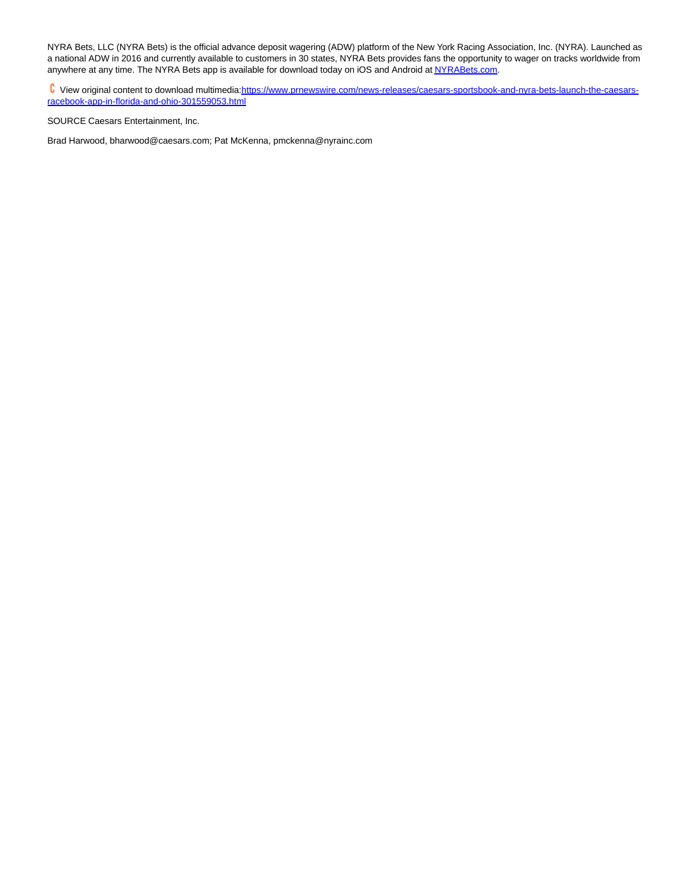NYRA Bets, LLC (NYRA Bets) is the official advance deposit wagering (ADW) platform of the New York Racing Association, Inc. (NYRA). Launched as a national ADW in 2016 and currently available to customers in 30 states, NYRA Bets provides fans the opportunity to wager on tracks worldwide from anywhere at any time. The NYRA Bets app is available for download today on iOS and Android at [NYRABets.com](NYRABets.com).

View original content to download multimedia:[https://www.prnewswire.com/news-releases/caesars-sportsbook-and-nyra-bets-launch-the-caesars-racebook-app-in-florida-and-ohio-301559053.html](https://www.prnewswire.com/news-releases/caesars-sportsbook-and-nyra-bets-launch-the-caesars-racebook-app-in-florida-and-ohio-301559053.html)

SOURCE Caesars Entertainment, Inc.

Brad Harwood, bharwood@caesars.com; Pat McKenna, pmckenna@nyrainc.com